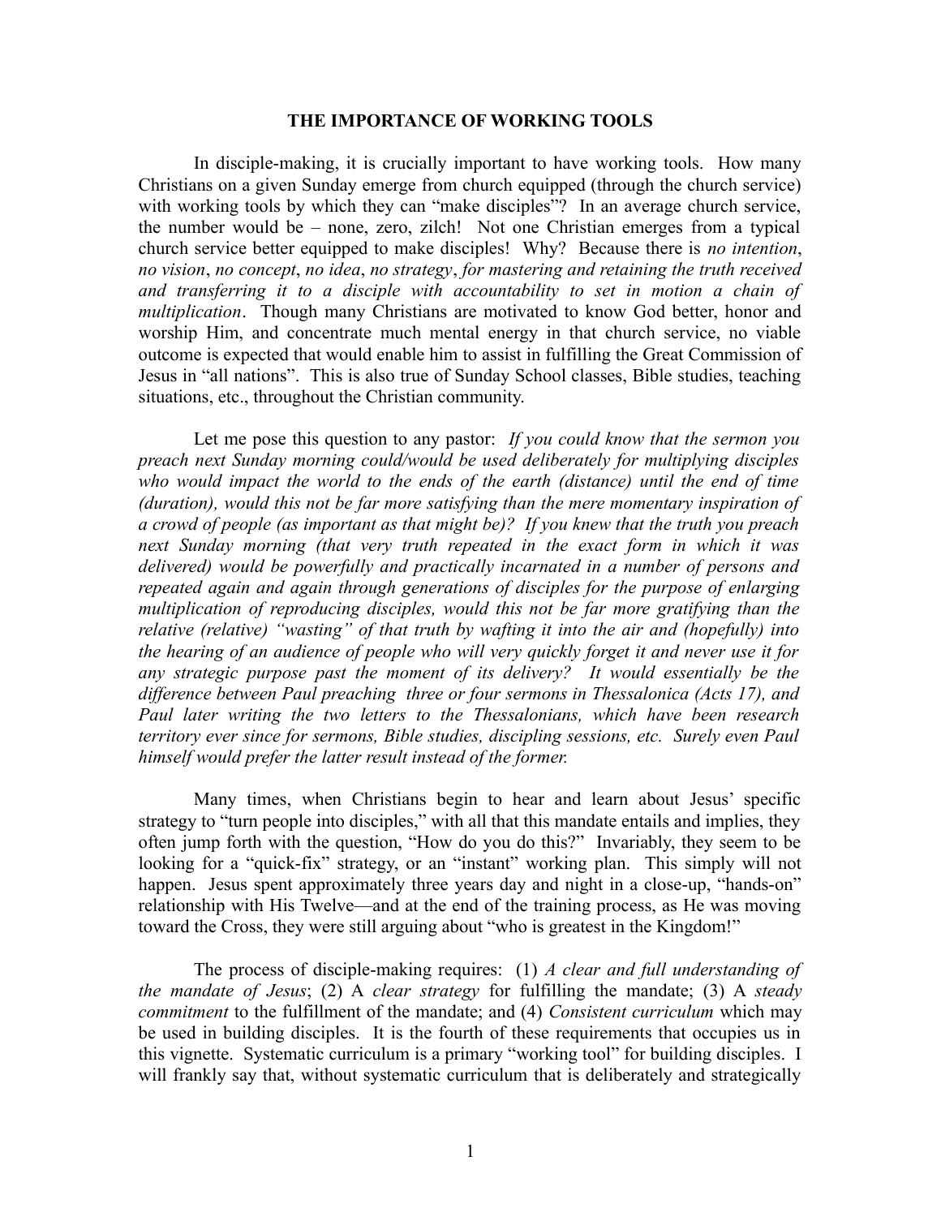**THE IMPORTANCE OF WORKING TOOLS**

In disciple-making, it is crucially important to have working tools. How many Christians on a given Sunday emerge from church equipped (through the church service) with working tools by which they can "make disciples"? In an average church service, the number would be – none, zero, zilch! Not one Christian emerges from a typical church service better equipped to make disciples! Why? Because there is *no intention*, *no vision*, *no concept*, *no idea*, *no strategy*, *for mastering and retaining the truth received and transferring it to a disciple with accountability to set in motion a chain of multiplication*. Though many Christians are motivated to know God better, honor and worship Him, and concentrate much mental energy in that church service, no viable outcome is expected that would enable him to assist in fulfilling the Great Commission of Jesus in "all nations". This is also true of Sunday School classes, Bible studies, teaching situations, etc., throughout the Christian community.

Let me pose this question to any pastor: *If you could know that the sermon you preach next Sunday morning could/would be used deliberately for multiplying disciples who would impact the world to the ends of the earth (distance) until the end of time (duration), would this not be far more satisfying than the mere momentary inspiration of a crowd of people (as important as that might be)? If you knew that the truth you preach next Sunday morning (that very truth repeated in the exact form in which it was delivered) would be powerfully and practically incarnated in a number of persons and repeated again and again through generations of disciples for the purpose of enlarging multiplication of reproducing disciples, would this not be far more gratifying than the relative (relative) "wasting" of that truth by wafting it into the air and (hopefully) into the hearing of an audience of people who will very quickly forget it and never use it for any strategic purpose past the moment of its delivery? It would essentially be the difference between Paul preaching three or four sermons in Thessalonica (Acts 17), and Paul later writing the two letters to the Thessalonians, which have been research territory ever since for sermons, Bible studies, discipling sessions, etc. Surely even Paul himself would prefer the latter result instead of the former.*

Many times, when Christians begin to hear and learn about Jesus' specific strategy to "turn people into disciples," with all that this mandate entails and implies, they often jump forth with the question, "How do you do this?" Invariably, they seem to be looking for a "quick-fix" strategy, or an "instant" working plan. This simply will not happen. Jesus spent approximately three years day and night in a close-up, "hands-on" relationship with His Twelve—and at the end of the training process, as He was moving toward the Cross, they were still arguing about "who is greatest in the Kingdom!"

The process of disciple-making requires: (1) *A clear and full understanding of the mandate of Jesus*; (2) A *clear strategy* for fulfilling the mandate; (3) A *steady commitment* to the fulfillment of the mandate; and (4) *Consistent curriculum* which may be used in building disciples. It is the fourth of these requirements that occupies us in this vignette. Systematic curriculum is a primary "working tool" for building disciples. I will frankly say that, without systematic curriculum that is deliberately and strategically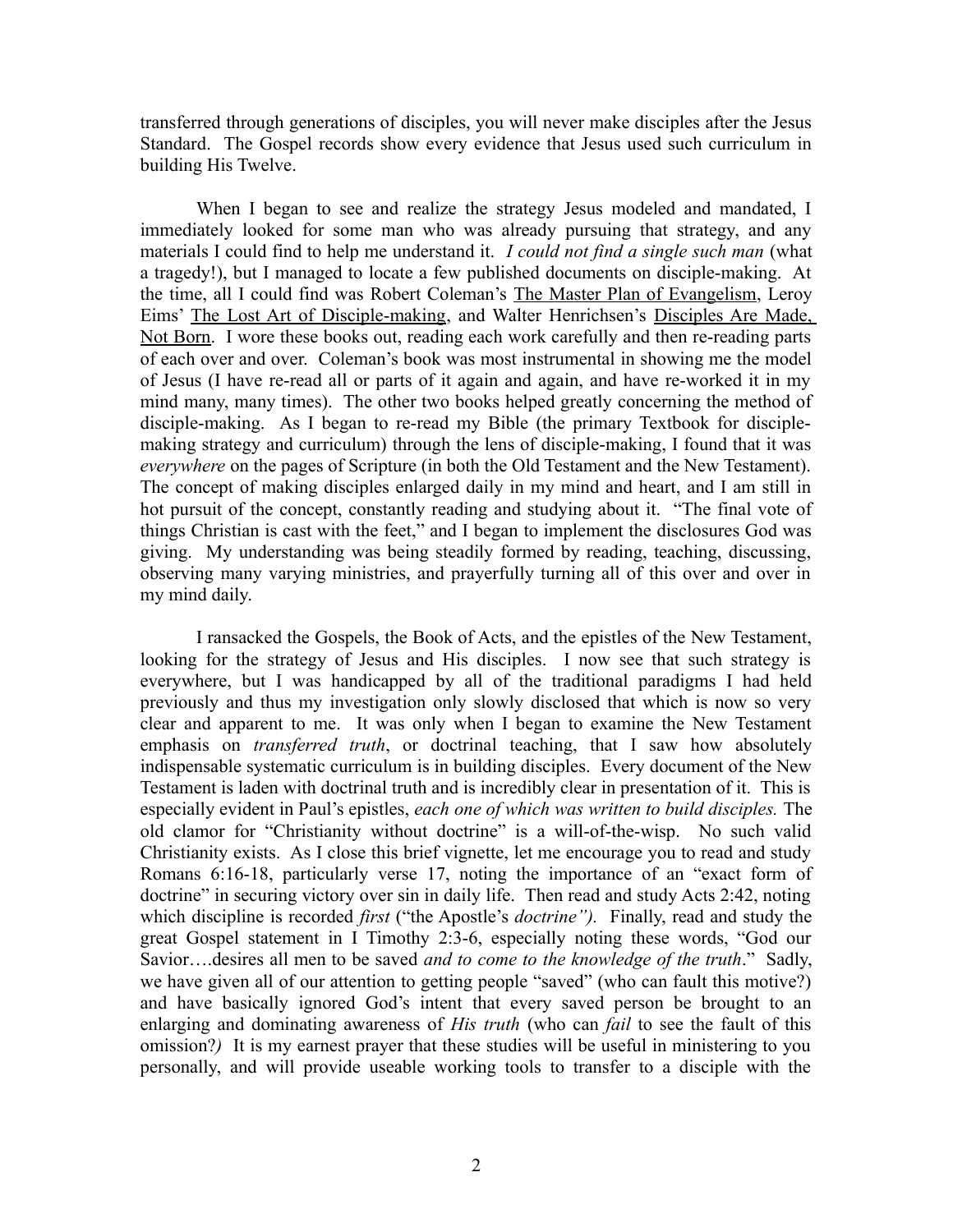transferred through generations of disciples, you will never make disciples after the Jesus Standard. The Gospel records show every evidence that Jesus used such curriculum in building His Twelve.

When I began to see and realize the strategy Jesus modeled and mandated, I immediately looked for some man who was already pursuing that strategy, and any materials I could find to help me understand it. *I could not find a single such man* (what a tragedy!), but I managed to locate a few published documents on disciple-making. At the time, all I could find was Robert Coleman's The Master Plan of Evangelism, Leroy Eims' The Lost Art of Disciple-making, and Walter Henrichsen's Disciples Are Made, Not Born. I wore these books out, reading each work carefully and then re-reading parts of each over and over. Coleman's book was most instrumental in showing me the model of Jesus (I have re-read all or parts of it again and again, and have re-worked it in my mind many, many times). The other two books helped greatly concerning the method of disciple-making. As I began to re-read my Bible (the primary Textbook for disciple-making strategy and curriculum) through the lens of disciple-making, I found that it was *everywhere* on the pages of Scripture (in both the Old Testament and the New Testament). The concept of making disciples enlarged daily in my mind and heart, and I am still in hot pursuit of the concept, constantly reading and studying about it. "The final vote of things Christian is cast with the feet," and I began to implement the disclosures God was giving. My understanding was being steadily formed by reading, teaching, discussing, observing many varying ministries, and prayerfully turning all of this over and over in my mind daily.

I ransacked the Gospels, the Book of Acts, and the epistles of the New Testament, looking for the strategy of Jesus and His disciples. I now see that such strategy is everywhere, but I was handicapped by all of the traditional paradigms I had held previously and thus my investigation only slowly disclosed that which is now so very clear and apparent to me. It was only when I began to examine the New Testament emphasis on *transferred truth*, or doctrinal teaching, that I saw how absolutely indispensable systematic curriculum is in building disciples. Every document of the New Testament is laden with doctrinal truth and is incredibly clear in presentation of it. This is especially evident in Paul's epistles, *each one of which was written to build disciples.* The old clamor for "Christianity without doctrine" is a will-of-the-wisp. No such valid Christianity exists. As I close this brief vignette, let me encourage you to read and study Romans 6:16-18, particularly verse 17, noting the importance of an "exact form of doctrine" in securing victory over sin in daily life. Then read and study Acts 2:42, noting which discipline is recorded *first* ("the Apostle's *doctrine").* Finally, read and study the great Gospel statement in I Timothy 2:3-6, especially noting these words, "God our Savior….desires all men to be saved *and to come to the knowledge of the truth*." Sadly, we have given all of our attention to getting people "saved" (who can fault this motive?) and have basically ignored God's intent that every saved person be brought to an enlarging and dominating awareness of *His truth* (who can *fail* to see the fault of this omission?*)* It is my earnest prayer that these studies will be useful in ministering to you personally, and will provide useable working tools to transfer to a disciple with the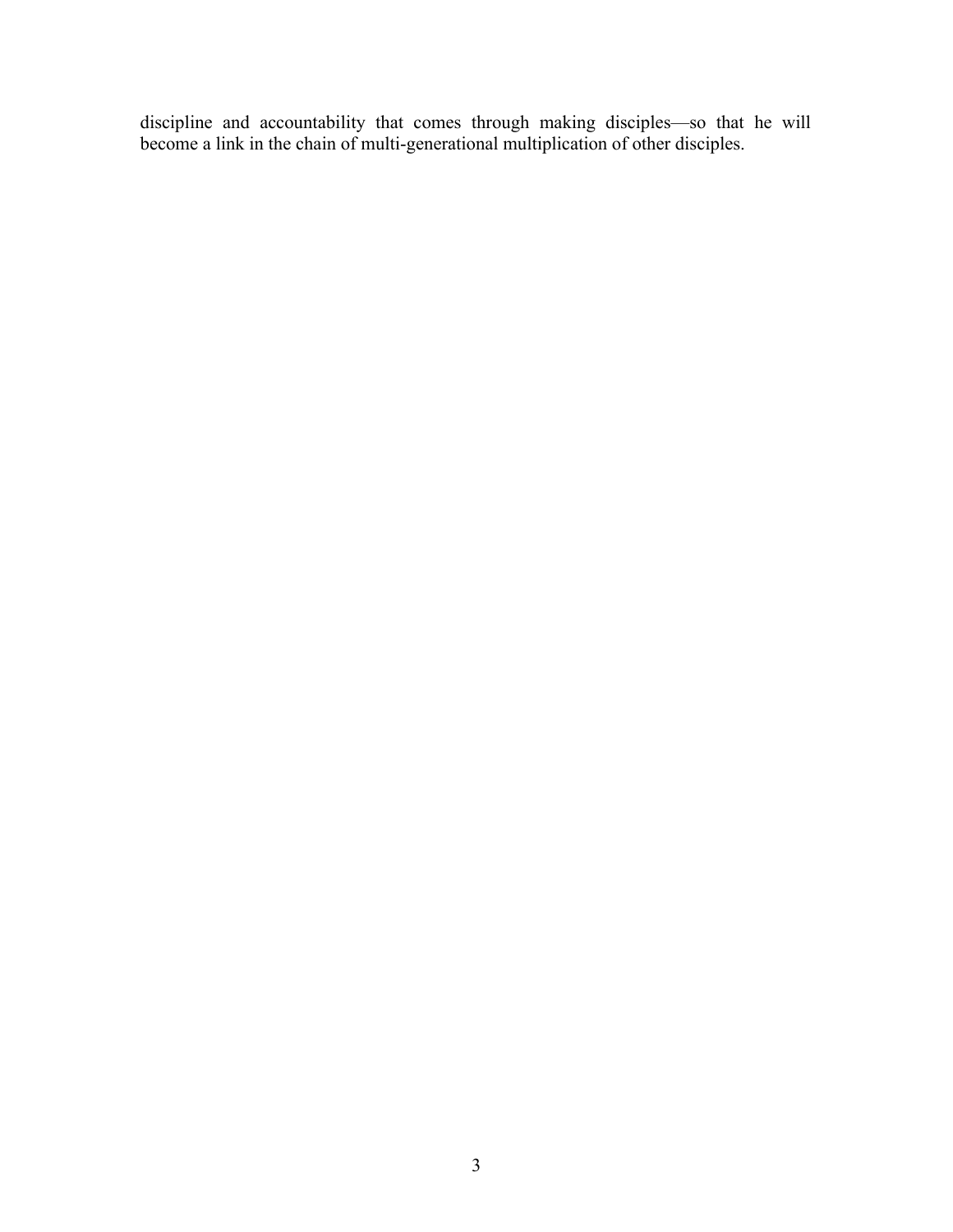discipline and accountability that comes through making disciples—so that he will become a link in the chain of multi-generational multiplication of other disciples.